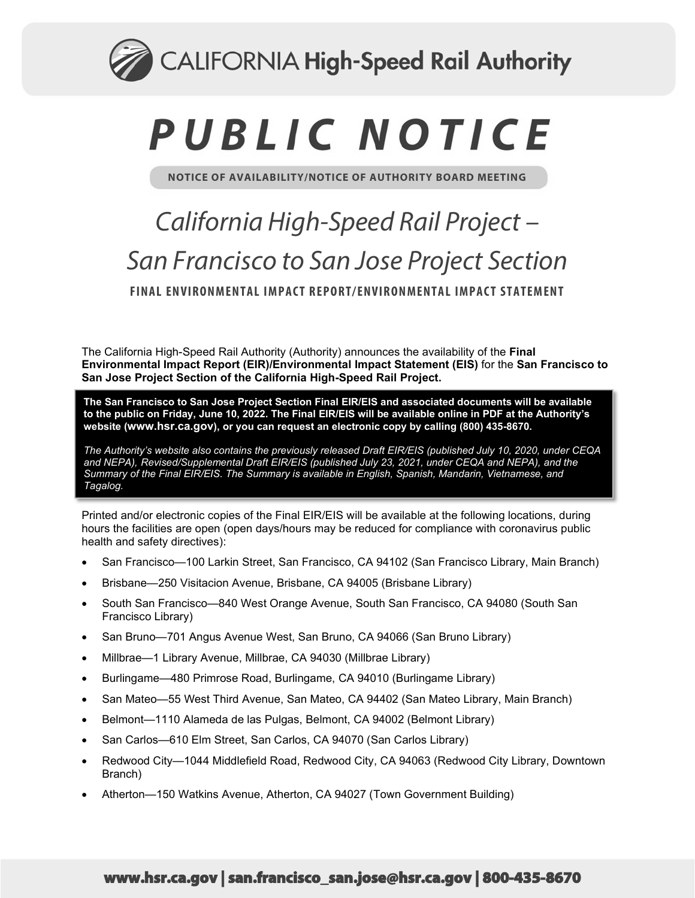# CALIFORNIA High-Speed Rail Authority

# PUBLIC NOTICE

**NOTICE OF AVAILABILITY/NOTICE OF AUTHORITY BOARD MEETING**

## *California High-Speed Rail Project – San Francisco to San Jose Project Section*

### FINAL ENVIRONMENTAL IMPACT REPORT/ENVIRONMENTAL IMPACT STATEMENT

The California High-Speed Rail Authority (Authority) announces the availability of the **Final Environmental Impact Report (EIR)/Environmental Impact Statement (EIS)** for the **San Francisco to San Jose Project Section of the California High-Speed Rail Project.**

**The San Francisco to San Jose Project Section Final EIR/EIS and associated documents will be available to the public on Friday, June 10, 2022. The Final EIR/EIS will be available online in PDF at the Authority's website (www.hsr.ca.gov), or you can request an electronic copy by calling (800) 435-8670.**

*The Authority's website also contains the previously released Draft EIR/EIS (published July 10, 2020, under CEQA and NEPA), Revised/Supplemental Draft EIR/EIS (published July 23, 2021, under CEQA and NEPA), and the Summary of the Final EIR/EIS. The Summary is available in English, Spanish, Mandarin, Vietnamese, and Tagalog.*

Printed and/or electronic copies of the Final EIR/EIS will be available at the following locations, during hours the facilities are open (open days/hours may be reduced for compliance with coronavirus public health and safety directives):

- San Francisco—100 Larkin Street, San Francisco, CA 94102 (San Francisco Library, Main Branch)
- Brisbane—250 Visitacion Avenue, Brisbane, CA 94005 (Brisbane Library)
- South San Francisco—840 West Orange Avenue, South San Francisco, CA 94080 (South San Francisco Library)
- San Bruno—701 Angus Avenue West, San Bruno, CA 94066 (San Bruno Library)
- Millbrae—1 Library Avenue, Millbrae, CA 94030 (Millbrae Library)
- Burlingame—480 Primrose Road, Burlingame, CA 94010 (Burlingame Library)
- San Mateo—55 West Third Avenue, San Mateo, CA 94402 (San Mateo Library, Main Branch)
- Belmont—1110 Alameda de las Pulgas, Belmont, CA 94002 (Belmont Library)
- San Carlos—610 Elm Street, San Carlos, CA 94070 (San Carlos Library)
- Redwood City—1044 Middlefield Road, Redwood City, CA 94063 (Redwood City Library, Downtown Branch)
- Atherton—150 Watkins Avenue, Atherton, CA 94027 (Town Government Building)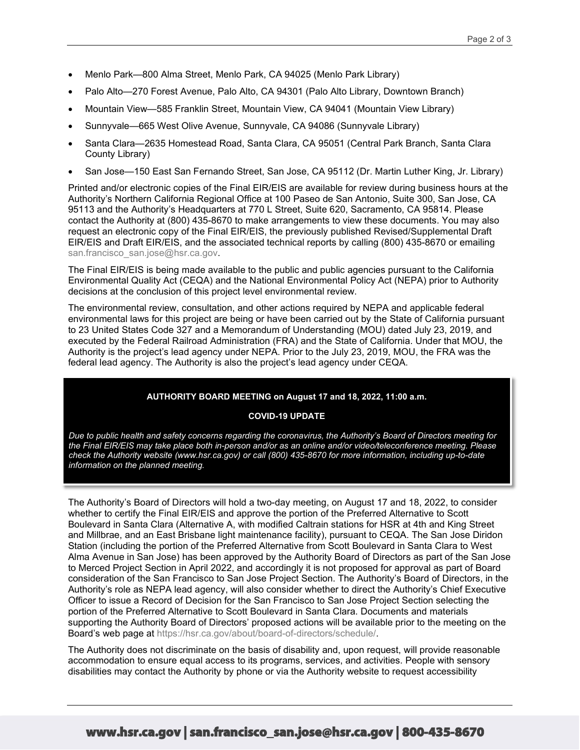- Menlo Park—800 Alma Street, Menlo Park, CA 94025 (Menlo Park Library)
- Palo Alto—270 Forest Avenue, Palo Alto, CA 94301 (Palo Alto Library, Downtown Branch)
- Mountain View—585 Franklin Street, Mountain View, CA 94041 (Mountain View Library)
- Sunnyvale—665 West Olive Avenue, Sunnyvale, CA 94086 (Sunnyvale Library)
- Santa Clara—2635 Homestead Road, Santa Clara, CA 95051 (Central Park Branch, Santa Clara County Library)
- San Jose—150 East San Fernando Street, San Jose, CA 95112 (Dr. Martin Luther King, Jr. Library)

Printed and/or electronic copies of the Final EIR/EIS are available for review during business hours at the Authority's Northern California Regional Office at 100 Paseo de San Antonio, Suite 300, San Jose, CA 95113 and the Authority's Headquarters at 770 L Street, Suite 620, Sacramento, CA 95814. Please contact the Authority at (800) 435-8670 to make arrangements to view these documents. You may also request an electronic copy of the Final EIR/EIS, the previously published Revised/Supplemental Draft EIR/EIS and Draft EIR/EIS, and the associated technical reports by calling (800) 435-8670 or emailing san.francisco_san.jose@hsr.ca.gov.

The Final EIR/EIS is being made available to the public and public agencies pursuant to the California Environmental Quality Act (CEQA) and the National Environmental Policy Act (NEPA) prior to Authority decisions at the conclusion of this project level environmental review.

The environmental review, consultation, and other actions required by NEPA and applicable federal environmental laws for this project are being or have been carried out by the State of California pursuant to 23 United States Code 327 and a Memorandum of Understanding (MOU) dated July 23, 2019, and executed by the Federal Railroad Administration (FRA) and the State of California. Under that MOU, the Authority is the project's lead agency under NEPA. Prior to the July 23, 2019, MOU, the FRA was the federal lead agency. The Authority is also the project's lead agency under CEQA.

**AUTHORITY BOARD MEETING on August 17 and 18, 2022, 11:00 a.m.**

**COVID-19 UPDATE**

*Due to public health and safety concerns regarding the coronavirus, the Authority's Board of Directors meeting for the Final EIR/EIS may take place both in-person and/or as an online and/or video/teleconference meeting. Please check the Authority website (www.hsr.ca.gov) or call (800) 435-8670 for more information, including up-to-date information on the planned meeting.*

The Authority's Board of Directors will hold a two-day meeting, on August 17 and 18, 2022, to consider whether to certify the Final EIR/EIS and approve the portion of the Preferred Alternative to Scott Boulevard in Santa Clara (Alternative A, with modified Caltrain stations for HSR at 4th and King Street and Millbrae, and an East Brisbane light maintenance facility), pursuant to CEQA. The San Jose Diridon Station (including the portion of the Preferred Alternative from Scott Boulevard in Santa Clara to West Alma Avenue in San Jose) has been approved by the Authority Board of Directors as part of the San Jose to Merced Project Section in April 2022, and accordingly it is not proposed for approval as part of Board consideration of the San Francisco to San Jose Project Section. The Authority's Board of Directors, in the Authority's role as NEPA lead agency, will also consider whether to direct the Authority's Chief Executive Officer to issue a Record of Decision for the San Francisco to San Jose Project Section selecting the portion of the Preferred Alternative to Scott Boulevard in Santa Clara. Documents and materials supporting the Authority Board of Directors' proposed actions will be available prior to the meeting on the Board's web page at https://hsr.ca.gov/about/board-of-directors/schedule/.

The Authority does not discriminate on the basis of disability and, upon request, will provide reasonable accommodation to ensure equal access to its programs, services, and activities. People with sensory disabilities may contact the Authority by phone or via the Authority website to request accessibility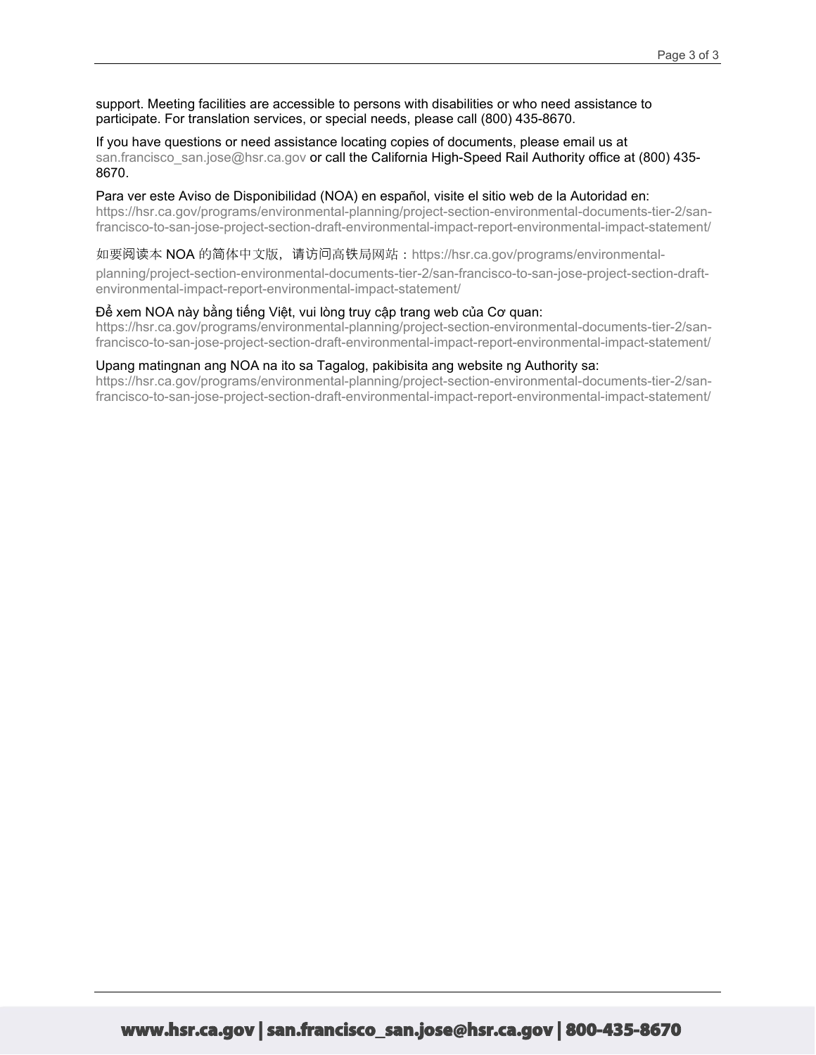support. Meeting facilities are accessible to persons with disabilities or who need assistance to participate. For translation services, or special needs, please call (800) 435-8670.

If you have questions or need assistance locating copies of documents, please email us at san.francisco_san.jose@hsr.ca.gov or call the California High-Speed Rail Authority office at (800) 435-8670.

Para ver este Aviso de Disponibilidad (NOA) en español, visite el sitio web de la Autoridad en: https://hsr.ca.gov/programs/environmental-planning/project-section-environmental-documents-tier-2/san-francisco-to-san-jose-project-section-draft-environmental-impact-report-environmental-impact-statement/

如要阅读本 NOA 的简体中文版，请访问高铁局网站：https://hsr.ca.gov/programs/environmental-planning/project-section-environmental-documents-tier-2/san-francisco-to-san-jose-project-section-draft-environmental-impact-report-environmental-impact-statement/

Để xem NOA này bằng tiếng Việt, vui lòng truy cập trang web của Cơ quan: https://hsr.ca.gov/programs/environmental-planning/project-section-environmental-documents-tier-2/san-francisco-to-san-jose-project-section-draft-environmental-impact-report-environmental-impact-statement/

Upang matingnan ang NOA na ito sa Tagalog, pakibisita ang website ng Authority sa: https://hsr.ca.gov/programs/environmental-planning/project-section-environmental-documents-tier-2/san-francisco-to-san-jose-project-section-draft-environmental-impact-report-environmental-impact-statement/